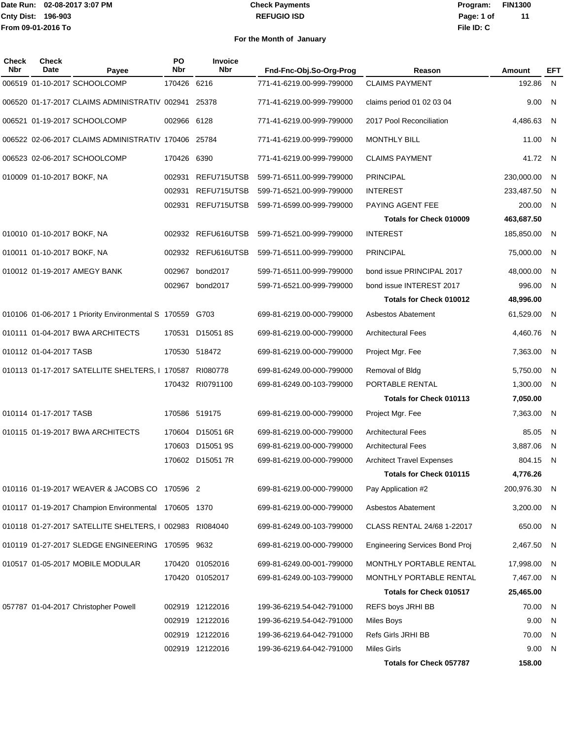Date Run: 02-08-2017 3:07 PM
Cnty Dist: 196-903
From 09-01-2016 To

**Check Payments**
**REFUGIO ISD**

Program: FIN1300
File ID: C

**For the Month of January**

| Check Nbr | Check Date | Payee | PO Nbr | Invoice Nbr | Fnd-Fnc-Obj.So-Org-Prog | Reason | Amount | EFT |
|---|---|---|---|---|---|---|---|---|
| 006519 | 01-10-2017 | SCHOOLCOMP | 170426 | 6216 | 771-41-6219.00-999-799000 | CLAIMS PAYMENT | 192.86 | N |
| 006520 | 01-17-2017 | CLAIMS ADMINISTRATIV | 002941 | 25378 | 771-41-6219.00-999-799000 | claims period 01 02 03 04 | 9.00 | N |
| 006521 | 01-19-2017 | SCHOOLCOMP | 002966 | 6128 | 771-41-6219.00-999-799000 | 2017 Pool Reconciliation | 4,486.63 | N |
| 006522 | 02-06-2017 | CLAIMS ADMINISTRATIV | 170406 | 25784 | 771-41-6219.00-999-799000 | MONTHLY BILL | 11.00 | N |
| 006523 | 02-06-2017 | SCHOOLCOMP | 170426 | 6390 | 771-41-6219.00-999-799000 | CLAIMS PAYMENT | 41.72 | N |
| 010009 | 01-10-2017 | BOKF, NA | 002931 | REFU715UTSB | 599-71-6511.00-999-799000 | PRINCIPAL | 230,000.00 | N |
| | | | 002931 | REFU715UTSB | 599-71-6521.00-999-799000 | INTEREST | 233,487.50 | N |
| | | | 002931 | REFU715UTSB | 599-71-6599.00-999-799000 | PAYING AGENT FEE | 200.00 | N |
| | | | | | | **Totals for Check 010009** | **463,687.50** | |
| 010010 | 01-10-2017 | BOKF, NA | 002932 | REFU616UTSB | 599-71-6521.00-999-799000 | INTEREST | 185,850.00 | N |
| 010011 | 01-10-2017 | BOKF, NA | 002932 | REFU616UTSB | 599-71-6511.00-999-799000 | PRINCIPAL | 75,000.00 | N |
| 010012 | 01-19-2017 | AMEGY BANK | 002967 | bond2017 | 599-71-6511.00-999-799000 | bond issue PRINCIPAL 2017 | 48,000.00 | N |
| | | | 002967 | bond2017 | 599-71-6521.00-999-799000 | bond issue INTEREST 2017 | 996.00 | N |
| | | | | | | **Totals for Check 010012** | **48,996.00** | |
| 010106 | 01-06-2017 | 1 Priority Environmental S | 170559 | G703 | 699-81-6219.00-000-799000 | Asbestos Abatement | 61,529.00 | N |
| 010111 | 01-04-2017 | BWA ARCHITECTS | 170531 | D15051 8S | 699-81-6219.00-000-799000 | Architectural Fees | 4,460.76 | N |
| 010112 | 01-04-2017 | TASB | 170530 | 518472 | 699-81-6219.00-000-799000 | Project Mgr. Fee | 7,363.00 | N |
| 010113 | 01-17-2017 | SATELLITE SHELTERS, I | 170587 | RI080778 | 699-81-6249.00-000-799000 | Removal of Bldg | 5,750.00 | N |
| | | | 170432 | RI0791100 | 699-81-6249.00-103-799000 | PORTABLE RENTAL | 1,300.00 | N |
| | | | | | | **Totals for Check 010113** | **7,050.00** | |
| 010114 | 01-17-2017 | TASB | 170586 | 519175 | 699-81-6219.00-000-799000 | Project Mgr. Fee | 7,363.00 | N |
| 010115 | 01-19-2017 | BWA ARCHITECTS | 170604 | D15051 6R | 699-81-6219.00-000-799000 | Architectural Fees | 85.05 | N |
| | | | 170603 | D15051 9S | 699-81-6219.00-000-799000 | Architectural Fees | 3,887.06 | N |
| | | | 170602 | D15051 7R | 699-81-6219.00-000-799000 | Architect Travel Expenses | 804.15 | N |
| | | | | | | **Totals for Check 010115** | **4,776.26** | |
| 010116 | 01-19-2017 | WEAVER & JACOBS CO | 170596 | 2 | 699-81-6219.00-000-799000 | Pay Application #2 | 200,976.30 | N |
| 010117 | 01-19-2017 | Champion Environmental | 170605 | 1370 | 699-81-6219.00-000-799000 | Asbestos Abatement | 3,200.00 | N |
| 010118 | 01-27-2017 | SATELLITE SHELTERS, I | 002983 | RI084040 | 699-81-6249.00-103-799000 | CLASS RENTAL 24/68 1-22017 | 650.00 | N |
| 010119 | 01-27-2017 | SLEDGE ENGINEERING | 170595 | 9632 | 699-81-6219.00-000-799000 | Engineering Services Bond Proj | 2,467.50 | N |
| 010517 | 01-05-2017 | MOBILE MODULAR | 170420 | 01052016 | 699-81-6249.00-001-799000 | MONTHLY PORTABLE RENTAL | 17,998.00 | N |
| | | | 170420 | 01052017 | 699-81-6249.00-103-799000 | MONTHLY PORTABLE RENTAL | 7,467.00 | N |
| | | | | | | **Totals for Check 010517** | **25,465.00** | |
| 057787 | 01-04-2017 | Christopher Powell | 002919 | 12122016 | 199-36-6219.54-042-791000 | REFS boys JRHI BB | 70.00 | N |
| | | | 002919 | 12122016 | 199-36-6219.54-042-791000 | Miles Boys | 9.00 | N |
| | | | 002919 | 12122016 | 199-36-6219.64-042-791000 | Refs Girls JRHI BB | 70.00 | N |
| | | | 002919 | 12122016 | 199-36-6219.64-042-791000 | Miles Girls | 9.00 | N |
| | | | | | | **Totals for Check 057787** | **158.00** | |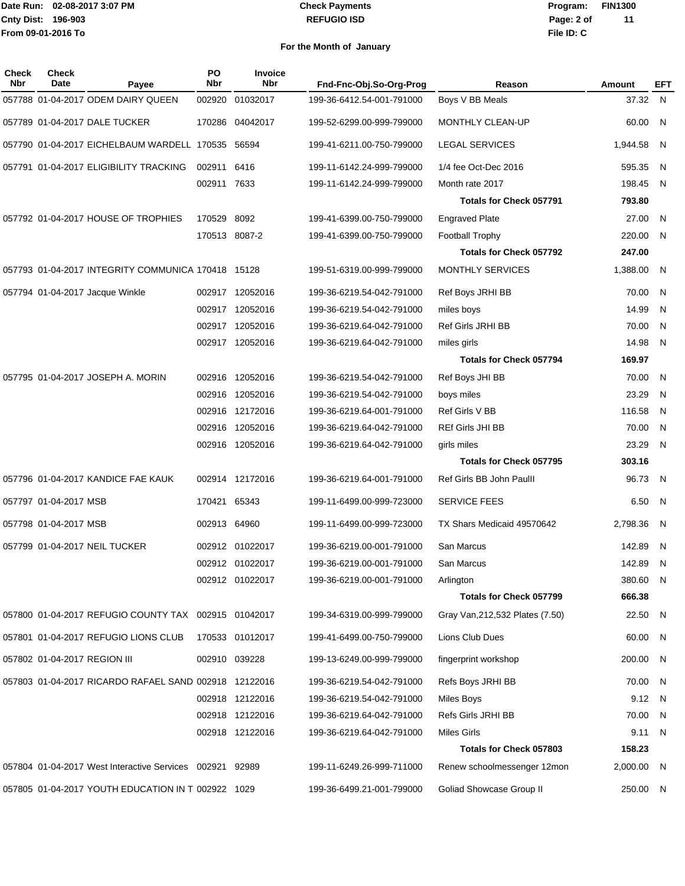**Check Payments**
**REFUGIO ISD**

Date Run: 02-08-2017 3:07 PM
Cnty Dist: 196-903
From 09-01-2016 To

Program: FIN1300
File ID: C

**For the Month of January**

| Check Nbr | Check Date | Payee | PO Nbr | Invoice Nbr | Fnd-Fnc-Obj.So-Org-Prog | Reason | Amount | EFT |
|---|---|---|---|---|---|---|---|---|
| 057788 | 01-04-2017 | ODEM DAIRY QUEEN | 002920 | 01032017 | 199-36-6412.54-001-791000 | Boys V BB Meals | 37.32 | N |
| 057789 | 01-04-2017 | DALE TUCKER | 170286 | 04042017 | 199-52-6299.00-999-799000 | MONTHLY CLEAN-UP | 60.00 | N |
| 057790 | 01-04-2017 | EICHELBAUM WARDELL | 170535 | 56594 | 199-41-6211.00-750-799000 | LEGAL SERVICES | 1,944.58 | N |
| 057791 | 01-04-2017 | ELIGIBILITY TRACKING | 002911 | 6416 | 199-11-6142.24-999-799000 | 1/4 fee Oct-Dec 2016 | 595.35 | N |
| | | | 002911 | 7633 | 199-11-6142.24-999-799000 | Month rate 2017 | 198.45 | N |
| | | | | | | **Totals for Check 057791** | **793.80** | |
| 057792 | 01-04-2017 | HOUSE OF TROPHIES | 170529 | 8092 | 199-41-6399.00-750-799000 | Engraved Plate | 27.00 | N |
| | | | 170513 | 8087-2 | 199-41-6399.00-750-799000 | Football Trophy | 220.00 | N |
| | | | | | | **Totals for Check 057792** | **247.00** | |
| 057793 | 01-04-2017 | INTEGRITY COMMUNICA | 170418 | 15128 | 199-51-6319.00-999-799000 | MONTHLY SERVICES | 1,388.00 | N |
| 057794 | 01-04-2017 | Jacque Winkle | 002917 | 12052016 | 199-36-6219.54-042-791000 | Ref Boys JRHI BB | 70.00 | N |
| | | | 002917 | 12052016 | 199-36-6219.54-042-791000 | miles boys | 14.99 | N |
| | | | 002917 | 12052016 | 199-36-6219.64-042-791000 | Ref Girls JRHI BB | 70.00 | N |
| | | | 002917 | 12052016 | 199-36-6219.64-042-791000 | miles girls | 14.98 | N |
| | | | | | | **Totals for Check 057794** | **169.97** | |
| 057795 | 01-04-2017 | JOSEPH A. MORIN | 002916 | 12052016 | 199-36-6219.54-042-791000 | Ref Boys JHI BB | 70.00 | N |
| | | | 002916 | 12052016 | 199-36-6219.54-042-791000 | boys miles | 23.29 | N |
| | | | 002916 | 12172016 | 199-36-6219.64-001-791000 | Ref Girls V BB | 116.58 | N |
| | | | 002916 | 12052016 | 199-36-6219.64-042-791000 | REf Girls JHI BB | 70.00 | N |
| | | | 002916 | 12052016 | 199-36-6219.64-042-791000 | girls miles | 23.29 | N |
| | | | | | | **Totals for Check 057795** | **303.16** | |
| 057796 | 01-04-2017 | KANDICE FAE KAUK | 002914 | 12172016 | 199-36-6219.64-001-791000 | Ref Girls BB John PaulII | 96.73 | N |
| 057797 | 01-04-2017 | MSB | 170421 | 65343 | 199-11-6499.00-999-723000 | SERVICE FEES | 6.50 | N |
| 057798 | 01-04-2017 | MSB | 002913 | 64960 | 199-11-6499.00-999-723000 | TX Shars Medicaid 49570642 | 2,798.36 | N |
| 057799 | 01-04-2017 | NEIL TUCKER | 002912 | 01022017 | 199-36-6219.00-001-791000 | San Marcus | 142.89 | N |
| | | | 002912 | 01022017 | 199-36-6219.00-001-791000 | San Marcus | 142.89 | N |
| | | | 002912 | 01022017 | 199-36-6219.00-001-791000 | Arlington | 380.60 | N |
| | | | | | | **Totals for Check 057799** | **666.38** | |
| 057800 | 01-04-2017 | REFUGIO COUNTY TAX | 002915 | 01042017 | 199-34-6319.00-999-799000 | Gray Van,212,532 Plates (7.50) | 22.50 | N |
| 057801 | 01-04-2017 | REFUGIO LIONS CLUB | 170533 | 01012017 | 199-41-6499.00-750-799000 | Lions Club Dues | 60.00 | N |
| 057802 | 01-04-2017 | REGION III | 002910 | 039228 | 199-13-6249.00-999-799000 | fingerprint workshop | 200.00 | N |
| 057803 | 01-04-2017 | RICARDO RAFAEL SAND | 002918 | 12122016 | 199-36-6219.54-042-791000 | Refs Boys JRHI BB | 70.00 | N |
| | | | 002918 | 12122016 | 199-36-6219.54-042-791000 | Miles Boys | 9.12 | N |
| | | | 002918 | 12122016 | 199-36-6219.64-042-791000 | Refs Girls JRHI BB | 70.00 | N |
| | | | 002918 | 12122016 | 199-36-6219.64-042-791000 | Miles Girls | 9.11 | N |
| | | | | | | **Totals for Check 057803** | **158.23** | |
| 057804 | 01-04-2017 | West Interactive Services | 002921 | 92989 | 199-11-6249.26-999-711000 | Renew schoolmessenger 12mon | 2,000.00 | N |
| 057805 | 01-04-2017 | YOUTH EDUCATION IN T | 002922 | 1029 | 199-36-6499.21-001-799000 | Goliad Showcase Group II | 250.00 | N |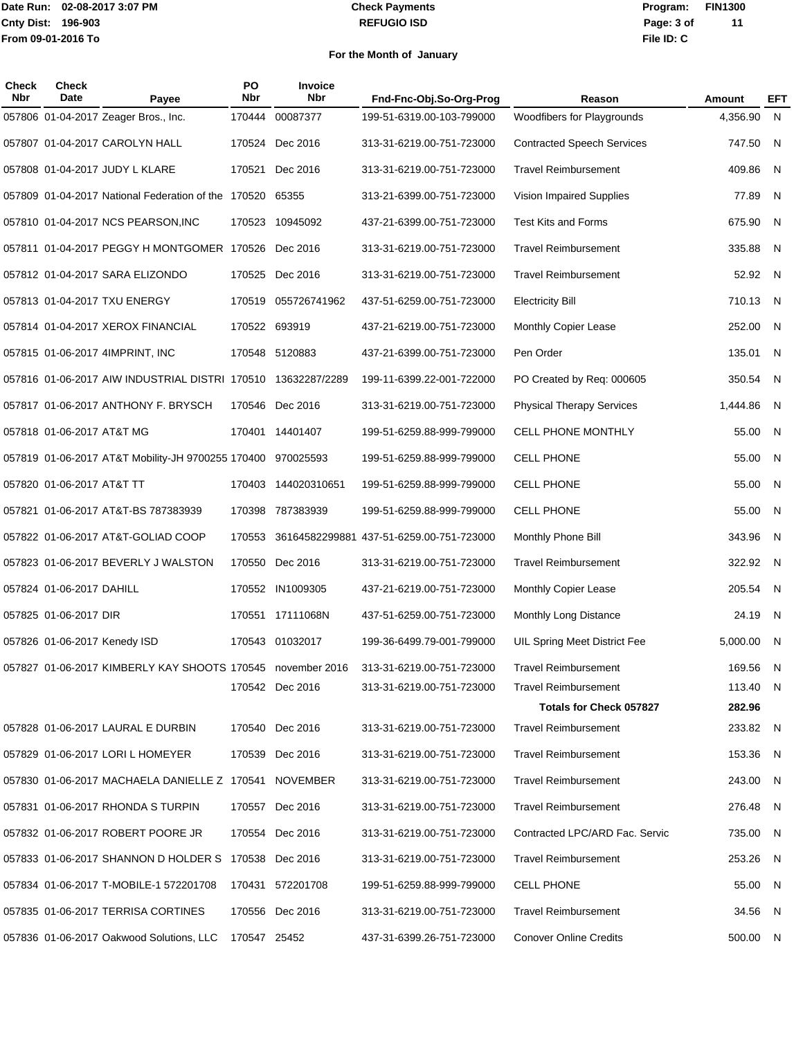Date Run: 02-08-2017 3:07 PM
Cnty Dist: 196-903
From 09-01-2016 To

**Check Payments**
**REFUGIO ISD**

Program: FIN1300
File ID: C

**For the Month of January**

| Check Nbr | Check Date | Payee | PO Nbr | Invoice Nbr | Fnd-Fnc-Obj.So-Org-Prog | Reason | Amount | EFT |
|---|---|---|---|---|---|---|---|---|
| 057806 | 01-04-2017 | Zeager Bros., Inc. | 170444 | 00087377 | 199-51-6319.00-103-799000 | Woodfibers for Playgrounds | 4,356.90 | N |
| 057807 | 01-04-2017 | CAROLYN HALL | 170524 | Dec 2016 | 313-31-6219.00-751-723000 | Contracted Speech Services | 747.50 | N |
| 057808 | 01-04-2017 | JUDY L KLARE | 170521 | Dec 2016 | 313-31-6219.00-751-723000 | Travel Reimbursement | 409.86 | N |
| 057809 | 01-04-2017 | National Federation of the | 170520 | 65355 | 313-21-6399.00-751-723000 | Vision Impaired Supplies | 77.89 | N |
| 057810 | 01-04-2017 | NCS PEARSON,INC | 170523 | 10945092 | 437-21-6399.00-751-723000 | Test Kits and Forms | 675.90 | N |
| 057811 | 01-04-2017 | PEGGY H MONTGOMER | 170526 | Dec 2016 | 313-31-6219.00-751-723000 | Travel Reimbursement | 335.88 | N |
| 057812 | 01-04-2017 | SARA ELIZONDO | 170525 | Dec 2016 | 313-31-6219.00-751-723000 | Travel Reimbursement | 52.92 | N |
| 057813 | 01-04-2017 | TXU ENERGY | 170519 | 055726741962 | 437-51-6259.00-751-723000 | Electricity Bill | 710.13 | N |
| 057814 | 01-04-2017 | XEROX FINANCIAL | 170522 | 693919 | 437-21-6219.00-751-723000 | Monthly Copier Lease | 252.00 | N |
| 057815 | 01-06-2017 | 4IMPRINT, INC | 170548 | 5120883 | 437-21-6399.00-751-723000 | Pen Order | 135.01 | N |
| 057816 | 01-06-2017 | AIW INDUSTRIAL DISTRI | 170510 | 13632287/2289 | 199-11-6399.22-001-722000 | PO Created by Req: 000605 | 350.54 | N |
| 057817 | 01-06-2017 | ANTHONY F. BRYSCH | 170546 | Dec 2016 | 313-31-6219.00-751-723000 | Physical Therapy Services | 1,444.86 | N |
| 057818 | 01-06-2017 | AT&T MG | 170401 | 14401407 | 199-51-6259.88-999-799000 | CELL PHONE MONTHLY | 55.00 | N |
| 057819 | 01-06-2017 | AT&T Mobility-JH 9700255 | 170400 | 970025593 | 199-51-6259.88-999-799000 | CELL PHONE | 55.00 | N |
| 057820 | 01-06-2017 | AT&T TT | 170403 | 144020310651 | 199-51-6259.88-999-799000 | CELL PHONE | 55.00 | N |
| 057821 | 01-06-2017 | AT&T-BS 787383939 | 170398 | 787383939 | 199-51-6259.88-999-799000 | CELL PHONE | 55.00 | N |
| 057822 | 01-06-2017 | AT&T-GOLIAD COOP | 170553 | 36164582299881 | 437-51-6259.00-751-723000 | Monthly Phone Bill | 343.96 | N |
| 057823 | 01-06-2017 | BEVERLY J WALSTON | 170550 | Dec 2016 | 313-31-6219.00-751-723000 | Travel Reimbursement | 322.92 | N |
| 057824 | 01-06-2017 | DAHILL | 170552 | IN1009305 | 437-21-6219.00-751-723000 | Monthly Copier Lease | 205.54 | N |
| 057825 | 01-06-2017 | DIR | 170551 | 17111068N | 437-51-6259.00-751-723000 | Monthly Long Distance | 24.19 | N |
| 057826 | 01-06-2017 | Kenedy ISD | 170543 | 01032017 | 199-36-6499.79-001-799000 | UIL Spring Meet District Fee | 5,000.00 | N |
| 057827 | 01-06-2017 | KIMBERLY KAY SHOOTS | 170545 | november 2016 | 313-31-6219.00-751-723000 | Travel Reimbursement | 169.56 | N |
| | | | 170542 | Dec 2016 | 313-31-6219.00-751-723000 | Travel Reimbursement | 113.40 | N |
| | | | | | | **Totals for Check 057827** | **282.96** | |
| 057828 | 01-06-2017 | LAURAL E DURBIN | 170540 | Dec 2016 | 313-31-6219.00-751-723000 | Travel Reimbursement | 233.82 | N |
| 057829 | 01-06-2017 | LORI L HOMEYER | 170539 | Dec 2016 | 313-31-6219.00-751-723000 | Travel Reimbursement | 153.36 | N |
| 057830 | 01-06-2017 | MACHAELA DANIELLE Z | 170541 | NOVEMBER | 313-31-6219.00-751-723000 | Travel Reimbursement | 243.00 | N |
| 057831 | 01-06-2017 | RHONDA S TURPIN | 170557 | Dec 2016 | 313-31-6219.00-751-723000 | Travel Reimbursement | 276.48 | N |
| 057832 | 01-06-2017 | ROBERT POORE JR | 170554 | Dec 2016 | 313-31-6219.00-751-723000 | Contracted LPC/ARD Fac. Servic | 735.00 | N |
| 057833 | 01-06-2017 | SHANNON D HOLDER S | 170538 | Dec 2016 | 313-31-6219.00-751-723000 | Travel Reimbursement | 253.26 | N |
| 057834 | 01-06-2017 | T-MOBILE-1 572201708 | 170431 | 572201708 | 199-51-6259.88-999-799000 | CELL PHONE | 55.00 | N |
| 057835 | 01-06-2017 | TERRISA CORTINES | 170556 | Dec 2016 | 313-31-6219.00-751-723000 | Travel Reimbursement | 34.56 | N |
| 057836 | 01-06-2017 | Oakwood Solutions, LLC | 170547 | 25452 | 437-31-6399.26-751-723000 | Conover Online Credits | 500.00 | N |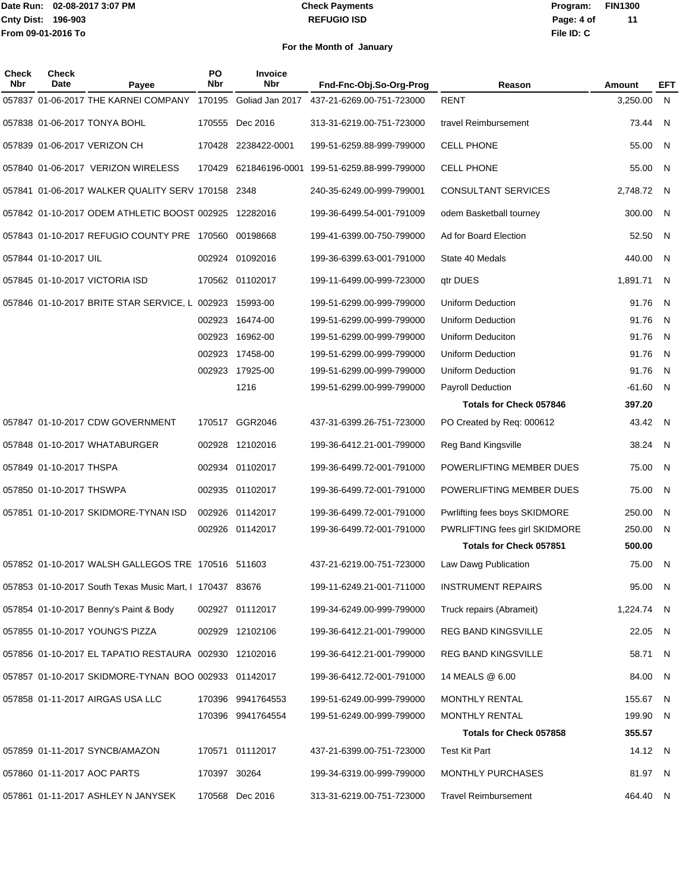Date Run: 02-08-2017 3:07 PM
Cnty Dist: 196-903
From 09-01-2016 To

**Check Payments**
**REFUGIO ISD**

Program: FIN1300
File ID: C

## For the Month of January

| Check Nbr | Check Date | Payee | PO Nbr | Invoice Nbr | Fnd-Fnc-Obj.So-Org-Prog | Reason | Amount | EFT |
|---|---|---|---|---|---|---|---|---|
| 057837 | 01-06-2017 | THE KARNEI COMPANY | 170195 | Goliad Jan 2017 | 437-21-6269.00-751-723000 | RENT | 3,250.00 | N |
| 057838 | 01-06-2017 | TONYA BOHL | 170555 | Dec 2016 | 313-31-6219.00-751-723000 | travel Reimbursement | 73.44 | N |
| 057839 | 01-06-2017 | VERIZON CH | 170428 | 2238422-0001 | 199-51-6259.88-999-799000 | CELL PHONE | 55.00 | N |
| 057840 | 01-06-2017 | VERIZON WIRELESS | 170429 | 621846196-0001 | 199-51-6259.88-999-799000 | CELL PHONE | 55.00 | N |
| 057841 | 01-06-2017 | WALKER QUALITY SERV | 170158 | 2348 | 240-35-6249.00-999-799001 | CONSULTANT SERVICES | 2,748.72 | N |
| 057842 | 01-10-2017 | ODEM ATHLETIC BOOST | 002925 | 12282016 | 199-36-6499.54-001-791009 | odem Basketball tourney | 300.00 | N |
| 057843 | 01-10-2017 | REFUGIO COUNTY PRE | 170560 | 00198668 | 199-41-6399.00-750-799000 | Ad for Board Election | 52.50 | N |
| 057844 | 01-10-2017 | UIL | 002924 | 01092016 | 199-36-6399.63-001-791000 | State 40 Medals | 440.00 | N |
| 057845 | 01-10-2017 | VICTORIA ISD | 170562 | 01102017 | 199-11-6499.00-999-723000 | qtr DUES | 1,891.71 | N |
| 057846 | 01-10-2017 | BRITE STAR SERVICE, L | 002923 | 15993-00 | 199-51-6299.00-999-799000 | Uniform Deduction | 91.76 | N |
| | | | 002923 | 16474-00 | 199-51-6299.00-999-799000 | Uniform Deduction | 91.76 | N |
| | | | 002923 | 16962-00 | 199-51-6299.00-999-799000 | Uniform Deduciton | 91.76 | N |
| | | | 002923 | 17458-00 | 199-51-6299.00-999-799000 | Uniform Deduction | 91.76 | N |
| | | | 002923 | 17925-00 | 199-51-6299.00-999-799000 | Uniform Deduction | 91.76 | N |
| | | | | 1216 | 199-51-6299.00-999-799000 | Payroll Deduction | -61.60 | N |
| | | | | | | **Totals for Check 057846** | **397.20** | |
| 057847 | 01-10-2017 | CDW GOVERNMENT | 170517 | GGR2046 | 437-31-6399.26-751-723000 | PO Created by Req: 000612 | 43.42 | N |
| 057848 | 01-10-2017 | WHATABURGER | 002928 | 12102016 | 199-36-6412.21-001-799000 | Reg Band Kingsville | 38.24 | N |
| 057849 | 01-10-2017 | THSPA | 002934 | 01102017 | 199-36-6499.72-001-791000 | POWERLIFTING MEMBER DUES | 75.00 | N |
| 057850 | 01-10-2017 | THSWPA | 002935 | 01102017 | 199-36-6499.72-001-791000 | POWERLIFTING MEMBER DUES | 75.00 | N |
| 057851 | 01-10-2017 | SKIDMORE-TYNAN ISD | 002926 | 01142017 | 199-36-6499.72-001-791000 | Pwrlifting fees boys SKIDMORE | 250.00 | N |
| | | | 002926 | 01142017 | 199-36-6499.72-001-791000 | PWRLIFTING fees girl SKIDMORE | 250.00 | N |
| | | | | | | **Totals for Check 057851** | **500.00** | |
| 057852 | 01-10-2017 | WALSH GALLEGOS TRE | 170516 | 511603 | 437-21-6219.00-751-723000 | Law Dawg Publication | 75.00 | N |
| 057853 | 01-10-2017 | South Texas Music Mart, I | 170437 | 83676 | 199-11-6249.21-001-711000 | INSTRUMENT REPAIRS | 95.00 | N |
| 057854 | 01-10-2017 | Benny's Paint & Body | 002927 | 01112017 | 199-34-6249.00-999-799000 | Truck repairs (Abrameit) | 1,224.74 | N |
| 057855 | 01-10-2017 | YOUNG'S PIZZA | 002929 | 12102106 | 199-36-6412.21-001-799000 | REG BAND KINGSVILLE | 22.05 | N |
| 057856 | 01-10-2017 | EL TAPATIO RESTAURA | 002930 | 12102016 | 199-36-6412.21-001-799000 | REG BAND KINGSVILLE | 58.71 | N |
| 057857 | 01-10-2017 | SKIDMORE-TYNAN BOO | 002933 | 01142017 | 199-36-6412.72-001-791000 | 14 MEALS @ 6.00 | 84.00 | N |
| 057858 | 01-11-2017 | AIRGAS USA LLC | 170396 | 9941764553 | 199-51-6249.00-999-799000 | MONTHLY RENTAL | 155.67 | N |
| | | | 170396 | 9941764554 | 199-51-6249.00-999-799000 | MONTHLY RENTAL | 199.90 | N |
| | | | | | | **Totals for Check 057858** | **355.57** | |
| 057859 | 01-11-2017 | SYNCB/AMAZON | 170571 | 01112017 | 437-21-6399.00-751-723000 | Test Kit Part | 14.12 | N |
| 057860 | 01-11-2017 | AOC PARTS | 170397 | 30264 | 199-34-6319.00-999-799000 | MONTHLY PURCHASES | 81.97 | N |
| 057861 | 01-11-2017 | ASHLEY N JANYSEK | 170568 | Dec 2016 | 313-31-6219.00-751-723000 | Travel Reimbursement | 464.40 | N |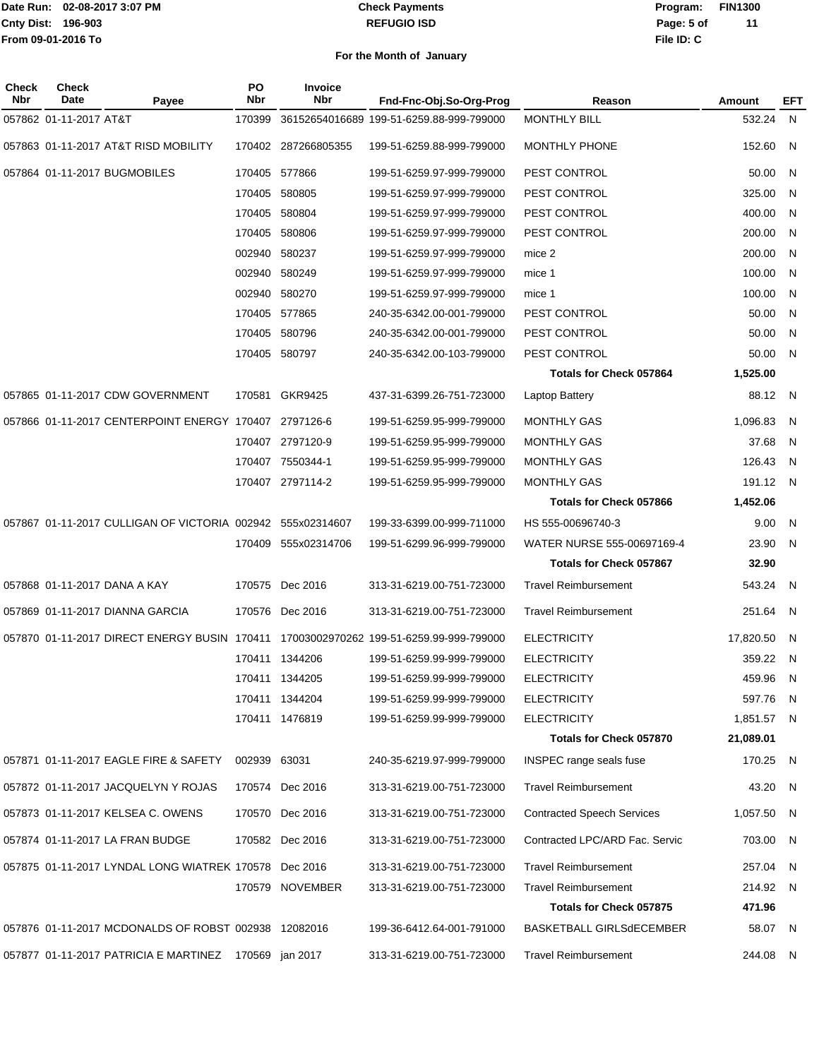Date Run: 02-08-2017 3:07 PM
Cnty Dist: 196-903
From 09-01-2016 To

# Check Payments
## REFUGIO ISD

Program: FIN1300
File ID: C

### For the Month of January

| Check Nbr | Check Date | Payee | PO Nbr | Invoice Nbr | Fnd-Fnc-Obj.So-Org-Prog | Reason | Amount | EFT |
|---|---|---|---|---|---|---|---|---|
| 057862 | 01-11-2017 | AT&T | 170399 | 36152654016689 | 199-51-6259.88-999-799000 | MONTHLY BILL | 532.24 | N |
| 057863 | 01-11-2017 | AT&T RISD MOBILITY | 170402 | 287266805355 | 199-51-6259.88-999-799000 | MONTHLY PHONE | 152.60 | N |
| 057864 | 01-11-2017 | BUGMOBILES | 170405 | 577866 | 199-51-6259.97-999-799000 | PEST CONTROL | 50.00 | N |
| | | | 170405 | 580805 | 199-51-6259.97-999-799000 | PEST CONTROL | 325.00 | N |
| | | | 170405 | 580804 | 199-51-6259.97-999-799000 | PEST CONTROL | 400.00 | N |
| | | | 170405 | 580806 | 199-51-6259.97-999-799000 | PEST CONTROL | 200.00 | N |
| | | | 002940 | 580237 | 199-51-6259.97-999-799000 | mice 2 | 200.00 | N |
| | | | 002940 | 580249 | 199-51-6259.97-999-799000 | mice 1 | 100.00 | N |
| | | | 002940 | 580270 | 199-51-6259.97-999-799000 | mice 1 | 100.00 | N |
| | | | 170405 | 577865 | 240-35-6342.00-001-799000 | PEST CONTROL | 50.00 | N |
| | | | 170405 | 580796 | 240-35-6342.00-001-799000 | PEST CONTROL | 50.00 | N |
| | | | 170405 | 580797 | 240-35-6342.00-103-799000 | PEST CONTROL | 50.00 | N |
| | | | | | | **Totals for Check 057864** | **1,525.00** | |
| 057865 | 01-11-2017 | CDW GOVERNMENT | 170581 | GKR9425 | 437-31-6399.26-751-723000 | Laptop Battery | 88.12 | N |
| 057866 | 01-11-2017 | CENTERPOINT ENERGY | 170407 | 2797126-6 | 199-51-6259.95-999-799000 | MONTHLY GAS | 1,096.83 | N |
| | | | 170407 | 2797120-9 | 199-51-6259.95-999-799000 | MONTHLY GAS | 37.68 | N |
| | | | 170407 | 7550344-1 | 199-51-6259.95-999-799000 | MONTHLY GAS | 126.43 | N |
| | | | 170407 | 2797114-2 | 199-51-6259.95-999-799000 | MONTHLY GAS | 191.12 | N |
| | | | | | | **Totals for Check 057866** | **1,452.06** | |
| 057867 | 01-11-2017 | CULLIGAN OF VICTORIA | 002942 | 555x02314607 | 199-33-6399.00-999-711000 | HS 555-00696740-3 | 9.00 | N |
| | | | 170409 | 555x02314706 | 199-51-6299.96-999-799000 | WATER NURSE 555-00697169-4 | 23.90 | N |
| | | | | | | **Totals for Check 057867** | **32.90** | |
| 057868 | 01-11-2017 | DANA A KAY | 170575 | Dec 2016 | 313-31-6219.00-751-723000 | Travel Reimbursement | 543.24 | N |
| 057869 | 01-11-2017 | DIANNA GARCIA | 170576 | Dec 2016 | 313-31-6219.00-751-723000 | Travel Reimbursement | 251.64 | N |
| 057870 | 01-11-2017 | DIRECT ENERGY BUSIN | 170411 | 17003002970262 | 199-51-6259.99-999-799000 | ELECTRICITY | 17,820.50 | N |
| | | | 170411 | 1344206 | 199-51-6259.99-999-799000 | ELECTRICITY | 359.22 | N |
| | | | 170411 | 1344205 | 199-51-6259.99-999-799000 | ELECTRICITY | 459.96 | N |
| | | | 170411 | 1344204 | 199-51-6259.99-999-799000 | ELECTRICITY | 597.76 | N |
| | | | 170411 | 1476819 | 199-51-6259.99-999-799000 | ELECTRICITY | 1,851.57 | N |
| | | | | | | **Totals for Check 057870** | **21,089.01** | |
| 057871 | 01-11-2017 | EAGLE FIRE & SAFETY | 002939 | 63031 | 240-35-6219.97-999-799000 | INSPEC range seals fuse | 170.25 | N |
| 057872 | 01-11-2017 | JACQUELYN Y ROJAS | 170574 | Dec 2016 | 313-31-6219.00-751-723000 | Travel Reimbursement | 43.20 | N |
| 057873 | 01-11-2017 | KELSEA C. OWENS | 170570 | Dec 2016 | 313-31-6219.00-751-723000 | Contracted Speech Services | 1,057.50 | N |
| 057874 | 01-11-2017 | LA FRAN BUDGE | 170582 | Dec 2016 | 313-31-6219.00-751-723000 | Contracted LPC/ARD Fac. Servic | 703.00 | N |
| 057875 | 01-11-2017 | LYNDAL LONG WIATREK | 170578 | Dec 2016 | 313-31-6219.00-751-723000 | Travel Reimbursement | 257.04 | N |
| | | | 170579 | NOVEMBER | 313-31-6219.00-751-723000 | Travel Reimbursement | 214.92 | N |
| | | | | | | **Totals for Check 057875** | **471.96** | |
| 057876 | 01-11-2017 | MCDONALDS OF ROBST | 002938 | 12082016 | 199-36-6412.64-001-791000 | BASKETBALL GIRLSdECEMBER | 58.07 | N |
| 057877 | 01-11-2017 | PATRICIA E MARTINEZ | 170569 | jan 2017 | 313-31-6219.00-751-723000 | Travel Reimbursement | 244.08 | N |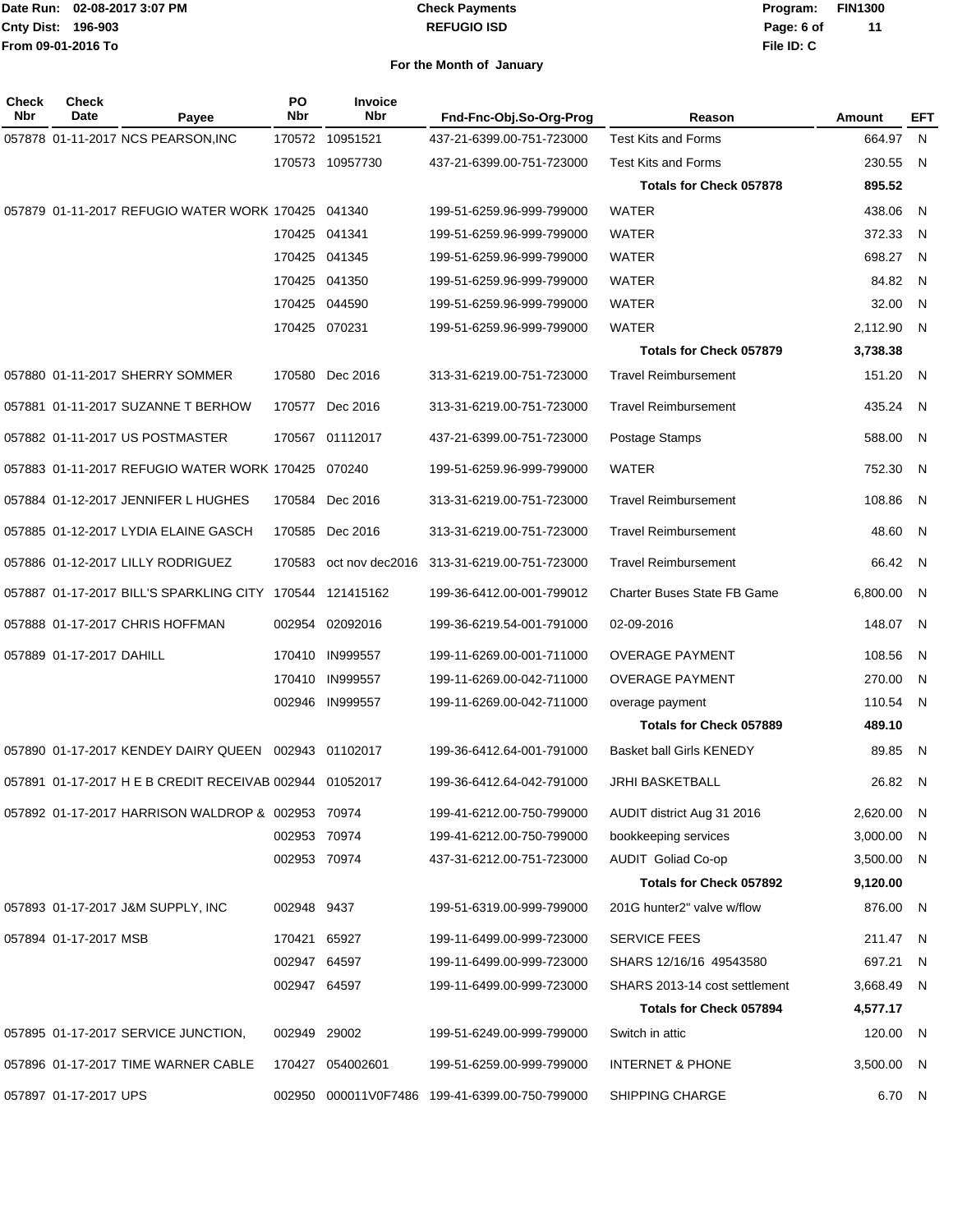Date Run: 02-08-2017 3:07 PM
Cnty Dist: 196-903
From 09-01-2016 To

**Check Payments**
**REFUGIO ISD**

Program: FIN1300
File ID: C

## For the Month of January

| Check Nbr | Check Date | Payee | PO Nbr | Invoice Nbr | Fnd-Fnc-Obj.So-Org-Prog | Reason | Amount | EFT |
|---|---|---|---|---|---|---|---|---|
| 057878 | 01-11-2017 | NCS PEARSON,INC | 170572 | 10951521 | 437-21-6399.00-751-723000 | Test Kits and Forms | 664.97 | N |
| | | | 170573 | 10957730 | 437-21-6399.00-751-723000 | Test Kits and Forms | 230.55 | N |
| | | | | | | **Totals for Check 057878** | **895.52** | |
| 057879 | 01-11-2017 | REFUGIO WATER WORK | 170425 | 041340 | 199-51-6259.96-999-799000 | WATER | 438.06 | N |
| | | | 170425 | 041341 | 199-51-6259.96-999-799000 | WATER | 372.33 | N |
| | | | 170425 | 041345 | 199-51-6259.96-999-799000 | WATER | 698.27 | N |
| | | | 170425 | 041350 | 199-51-6259.96-999-799000 | WATER | 84.82 | N |
| | | | 170425 | 044590 | 199-51-6259.96-999-799000 | WATER | 32.00 | N |
| | | | 170425 | 070231 | 199-51-6259.96-999-799000 | WATER | 2,112.90 | N |
| | | | | | | **Totals for Check 057879** | **3,738.38** | |
| 057880 | 01-11-2017 | SHERRY SOMMER | 170580 | Dec 2016 | 313-31-6219.00-751-723000 | Travel Reimbursement | 151.20 | N |
| 057881 | 01-11-2017 | SUZANNE T BERHOW | 170577 | Dec 2016 | 313-31-6219.00-751-723000 | Travel Reimbursement | 435.24 | N |
| 057882 | 01-11-2017 | US POSTMASTER | 170567 | 01112017 | 437-21-6399.00-751-723000 | Postage Stamps | 588.00 | N |
| 057883 | 01-11-2017 | REFUGIO WATER WORK | 170425 | 070240 | 199-51-6259.96-999-799000 | WATER | 752.30 | N |
| 057884 | 01-12-2017 | JENNIFER L HUGHES | 170584 | Dec 2016 | 313-31-6219.00-751-723000 | Travel Reimbursement | 108.86 | N |
| 057885 | 01-12-2017 | LYDIA ELAINE GASCH | 170585 | Dec 2016 | 313-31-6219.00-751-723000 | Travel Reimbursement | 48.60 | N |
| 057886 | 01-12-2017 | LILLY RODRIGUEZ | 170583 | oct nov dec2016 | 313-31-6219.00-751-723000 | Travel Reimbursement | 66.42 | N |
| 057887 | 01-17-2017 | BILL'S SPARKLING CITY | 170544 | 121415162 | 199-36-6412.00-001-799012 | Charter Buses State FB Game | 6,800.00 | N |
| 057888 | 01-17-2017 | CHRIS HOFFMAN | 002954 | 02092016 | 199-36-6219.54-001-791000 | 02-09-2016 | 148.07 | N |
| 057889 | 01-17-2017 | DAHILL | 170410 | IN999557 | 199-11-6269.00-001-711000 | OVERAGE PAYMENT | 108.56 | N |
| | | | 170410 | IN999557 | 199-11-6269.00-042-711000 | OVERAGE PAYMENT | 270.00 | N |
| | | | 002946 | IN999557 | 199-11-6269.00-042-711000 | overage payment | 110.54 | N |
| | | | | | | **Totals for Check 057889** | **489.10** | |
| 057890 | 01-17-2017 | KENDEY DAIRY QUEEN | 002943 | 01102017 | 199-36-6412.64-001-791000 | Basket ball Girls KENEDY | 89.85 | N |
| 057891 | 01-17-2017 | H E B CREDIT RECEIVAB | 002944 | 01052017 | 199-36-6412.64-042-791000 | JRHI BASKETBALL | 26.82 | N |
| 057892 | 01-17-2017 | HARRISON WALDROP & | 002953 | 70974 | 199-41-6212.00-750-799000 | AUDIT district Aug 31 2016 | 2,620.00 | N |
| | | | 002953 | 70974 | 199-41-6212.00-750-799000 | bookkeeping services | 3,000.00 | N |
| | | | 002953 | 70974 | 437-31-6212.00-751-723000 | AUDIT Goliad Co-op | 3,500.00 | N |
| | | | | | | **Totals for Check 057892** | **9,120.00** | |
| 057893 | 01-17-2017 | J&M SUPPLY, INC | 002948 | 9437 | 199-51-6319.00-999-799000 | 201G hunter2" valve w/flow | 876.00 | N |
| 057894 | 01-17-2017 | MSB | 170421 | 65927 | 199-11-6499.00-999-723000 | SERVICE FEES | 211.47 | N |
| | | | 002947 | 64597 | 199-11-6499.00-999-723000 | SHARS 12/16/16 49543580 | 697.21 | N |
| | | | 002947 | 64597 | 199-11-6499.00-999-723000 | SHARS 2013-14 cost settlement | 3,668.49 | N |
| | | | | | | **Totals for Check 057894** | **4,577.17** | |
| 057895 | 01-17-2017 | SERVICE JUNCTION, | 002949 | 29002 | 199-51-6249.00-999-799000 | Switch in attic | 120.00 | N |
| 057896 | 01-17-2017 | TIME WARNER CABLE | 170427 | 054002601 | 199-51-6259.00-999-799000 | INTERNET & PHONE | 3,500.00 | N |
| 057897 | 01-17-2017 | UPS | 002950 | 000011V0F7486 | 199-41-6399.00-750-799000 | SHIPPING CHARGE | 6.70 | N |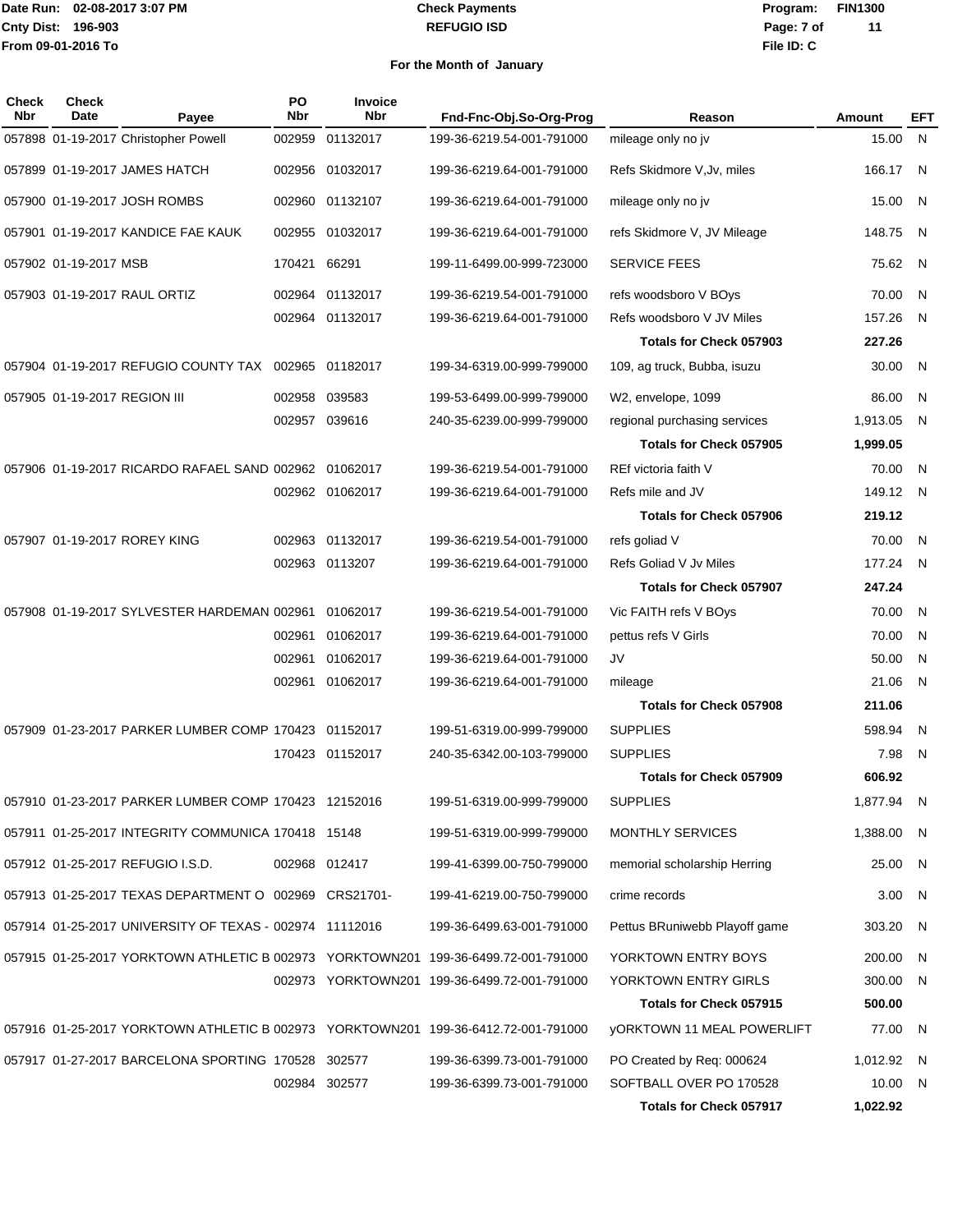Date Run: 02-08-2017 3:07 PM
Cnty Dist: 196-903
From 09-01-2016 To

**Check Payments**
**REFUGIO ISD**

Program: FIN1300
File ID: C

**For the Month of January**

| Check Nbr | Check Date | Payee | PO Nbr | Invoice Nbr | Fnd-Fnc-Obj.So-Org-Prog | Reason | Amount | EFT |
|---|---|---|---|---|---|---|---|---|
| 057898 | 01-19-2017 | Christopher Powell | 002959 | 01132017 | 199-36-6219.54-001-791000 | mileage only no jv | 15.00 | N |
| 057899 | 01-19-2017 | JAMES HATCH | 002956 | 01032017 | 199-36-6219.64-001-791000 | Refs Skidmore V,Jv, miles | 166.17 | N |
| 057900 | 01-19-2017 | JOSH ROMBS | 002960 | 01132107 | 199-36-6219.64-001-791000 | mileage only no jv | 15.00 | N |
| 057901 | 01-19-2017 | KANDICE FAE KAUK | 002955 | 01032017 | 199-36-6219.64-001-791000 | refs Skidmore V, JV Mileage | 148.75 | N |
| 057902 | 01-19-2017 | MSB | 170421 | 66291 | 199-11-6499.00-999-723000 | SERVICE FEES | 75.62 | N |
| 057903 | 01-19-2017 | RAUL ORTIZ | 002964 | 01132017 | 199-36-6219.54-001-791000 | refs woodsboro V BOys | 70.00 | N |
| | | | 002964 | 01132017 | 199-36-6219.64-001-791000 | Refs woodsboro V JV Miles | 157.26 | N |
| | | | | | | **Totals for Check 057903** | **227.26** | |
| 057904 | 01-19-2017 | REFUGIO COUNTY TAX | 002965 | 01182017 | 199-34-6319.00-999-799000 | 109, ag truck, Bubba, isuzu | 30.00 | N |
| 057905 | 01-19-2017 | REGION III | 002958 | 039583 | 199-53-6499.00-999-799000 | W2, envelope, 1099 | 86.00 | N |
| | | | 002957 | 039616 | 240-35-6239.00-999-799000 | regional purchasing services | 1,913.05 | N |
| | | | | | | **Totals for Check 057905** | **1,999.05** | |
| 057906 | 01-19-2017 | RICARDO RAFAEL SAND | 002962 | 01062017 | 199-36-6219.54-001-791000 | REf victoria faith V | 70.00 | N |
| | | | 002962 | 01062017 | 199-36-6219.64-001-791000 | Refs mile and JV | 149.12 | N |
| | | | | | | **Totals for Check 057906** | **219.12** | |
| 057907 | 01-19-2017 | ROREY KING | 002963 | 01132017 | 199-36-6219.54-001-791000 | refs goliad V | 70.00 | N |
| | | | 002963 | 0113207 | 199-36-6219.64-001-791000 | Refs Goliad V Jv Miles | 177.24 | N |
| | | | | | | **Totals for Check 057907** | **247.24** | |
| 057908 | 01-19-2017 | SYLVESTER HARDEMAN | 002961 | 01062017 | 199-36-6219.54-001-791000 | Vic FAITH refs V BOys | 70.00 | N |
| | | | 002961 | 01062017 | 199-36-6219.64-001-791000 | pettus refs V Girls | 70.00 | N |
| | | | 002961 | 01062017 | 199-36-6219.64-001-791000 | JV | 50.00 | N |
| | | | 002961 | 01062017 | 199-36-6219.64-001-791000 | mileage | 21.06 | N |
| | | | | | | **Totals for Check 057908** | **211.06** | |
| 057909 | 01-23-2017 | PARKER LUMBER COMP | 170423 | 01152017 | 199-51-6319.00-999-799000 | SUPPLIES | 598.94 | N |
| | | | 170423 | 01152017 | 240-35-6342.00-103-799000 | SUPPLIES | 7.98 | N |
| | | | | | | **Totals for Check 057909** | **606.92** | |
| 057910 | 01-23-2017 | PARKER LUMBER COMP | 170423 | 12152016 | 199-51-6319.00-999-799000 | SUPPLIES | 1,877.94 | N |
| 057911 | 01-25-2017 | INTEGRITY COMMUNICA | 170418 | 15148 | 199-51-6319.00-999-799000 | MONTHLY SERVICES | 1,388.00 | N |
| 057912 | 01-25-2017 | REFUGIO I.S.D. | 002968 | 012417 | 199-41-6399.00-750-799000 | memorial scholarship Herring | 25.00 | N |
| 057913 | 01-25-2017 | TEXAS DEPARTMENT O | 002969 | CRS21701- | 199-41-6219.00-750-799000 | crime records | 3.00 | N |
| 057914 | 01-25-2017 | UNIVERSITY OF TEXAS - | 002974 | 11112016 | 199-36-6499.63-001-791000 | Pettus BRuniwebb Playoff game | 303.20 | N |
| 057915 | 01-25-2017 | YORKTOWN ATHLETIC B | 002973 | YORKTOWN201 | 199-36-6499.72-001-791000 | YORKTOWN ENTRY BOYS | 200.00 | N |
| | | | 002973 | YORKTOWN201 | 199-36-6499.72-001-791000 | YORKTOWN ENTRY GIRLS | 300.00 | N |
| | | | | | | **Totals for Check 057915** | **500.00** | |
| 057916 | 01-25-2017 | YORKTOWN ATHLETIC B | 002973 | YORKTOWN201 | 199-36-6412.72-001-791000 | yORKTOWN 11 MEAL POWERLIFT | 77.00 | N |
| 057917 | 01-27-2017 | BARCELONA SPORTING | 170528 | 302577 | 199-36-6399.73-001-791000 | PO Created by Req: 000624 | 1,012.92 | N |
| | | | 002984 | 302577 | 199-36-6399.73-001-791000 | SOFTBALL OVER PO 170528 | 10.00 | N |
| | | | | | | **Totals for Check 057917** | **1,022.92** | |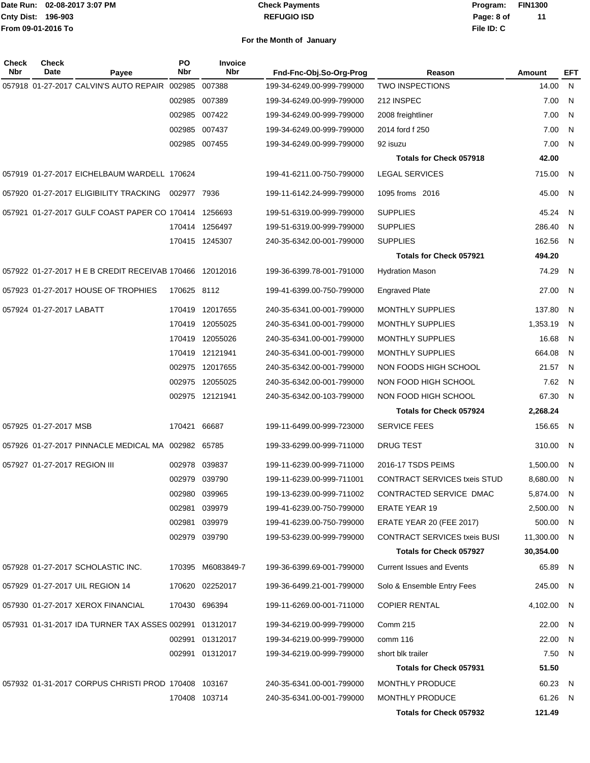Date Run: 02-08-2017 3:07 PM
Cnty Dist: 196-903
From 09-01-2016 To

**Check Payments**
**REFUGIO ISD**

Program: FIN1300
Page: 8 of 11
File ID: C

**For the Month of January**

| Check Nbr | Check Date | Payee | PO Nbr | Invoice Nbr | Fnd-Fnc-Obj.So-Org-Prog | Reason | Amount | EFT |
|---|---|---|---|---|---|---|---|---|
| 057918 | 01-27-2017 | CALVIN'S AUTO REPAIR | 002985 | 007388 | 199-34-6249.00-999-799000 | TWO INSPECTIONS | 14.00 | N |
| | | | 002985 | 007389 | 199-34-6249.00-999-799000 | 212 INSPEC | 7.00 | N |
| | | | 002985 | 007422 | 199-34-6249.00-999-799000 | 2008 freightliner | 7.00 | N |
| | | | 002985 | 007437 | 199-34-6249.00-999-799000 | 2014 ford f 250 | 7.00 | N |
| | | | 002985 | 007455 | 199-34-6249.00-999-799000 | 92 isuzu | 7.00 | N |
| | | | | | | **Totals for Check 057918** | **42.00** | |
| 057919 | 01-27-2017 | EICHELBAUM WARDELL | 170624 | | 199-41-6211.00-750-799000 | LEGAL SERVICES | 715.00 | N |
| 057920 | 01-27-2017 | ELIGIBILITY TRACKING | 002977 | 7936 | 199-11-6142.24-999-799000 | 1095 froms 2016 | 45.00 | N |
| 057921 | 01-27-2017 | GULF COAST PAPER CO | 170414 | 1256693 | 199-51-6319.00-999-799000 | SUPPLIES | 45.24 | N |
| | | | 170414 | 1256497 | 199-51-6319.00-999-799000 | SUPPLIES | 286.40 | N |
| | | | 170415 | 1245307 | 240-35-6342.00-001-799000 | SUPPLIES | 162.56 | N |
| | | | | | | **Totals for Check 057921** | **494.20** | |
| 057922 | 01-27-2017 | H E B CREDIT RECEIVAB | 170466 | 12012016 | 199-36-6399.78-001-791000 | Hydration Mason | 74.29 | N |
| 057923 | 01-27-2017 | HOUSE OF TROPHIES | 170625 | 8112 | 199-41-6399.00-750-799000 | Engraved Plate | 27.00 | N |
| 057924 | 01-27-2017 | LABATT | 170419 | 12017655 | 240-35-6341.00-001-799000 | MONTHLY SUPPLIES | 137.80 | N |
| | | | 170419 | 12055025 | 240-35-6341.00-001-799000 | MONTHLY SUPPLIES | 1,353.19 | N |
| | | | 170419 | 12055026 | 240-35-6341.00-001-799000 | MONTHLY SUPPLIES | 16.68 | N |
| | | | 170419 | 12121941 | 240-35-6341.00-001-799000 | MONTHLY SUPPLIES | 664.08 | N |
| | | | 002975 | 12017655 | 240-35-6342.00-001-799000 | NON FOODS HIGH SCHOOL | 21.57 | N |
| | | | 002975 | 12055025 | 240-35-6342.00-001-799000 | NON FOOD HIGH SCHOOL | 7.62 | N |
| | | | 002975 | 12121941 | 240-35-6342.00-103-799000 | NON FOOD HIGH SCHOOL | 67.30 | N |
| | | | | | | **Totals for Check 057924** | **2,268.24** | |
| 057925 | 01-27-2017 | MSB | 170421 | 66687 | 199-11-6499.00-999-723000 | SERVICE FEES | 156.65 | N |
| 057926 | 01-27-2017 | PINNACLE MEDICAL MA | 002982 | 65785 | 199-33-6299.00-999-711000 | DRUG TEST | 310.00 | N |
| 057927 | 01-27-2017 | REGION III | 002978 | 039837 | 199-11-6239.00-999-711000 | 2016-17 TSDS PEIMS | 1,500.00 | N |
| | | | 002979 | 039790 | 199-11-6239.00-999-711001 | CONTRACT SERVICES txeis STUD | 8,680.00 | N |
| | | | 002980 | 039965 | 199-13-6239.00-999-711002 | CONTRACTED SERVICE DMAC | 5,874.00 | N |
| | | | 002981 | 039979 | 199-41-6239.00-750-799000 | ERATE YEAR 19 | 2,500.00 | N |
| | | | 002981 | 039979 | 199-41-6239.00-750-799000 | ERATE YEAR 20 (FEE 2017) | 500.00 | N |
| | | | 002979 | 039790 | 199-53-6239.00-999-799000 | CONTRACT SERVICES txeis BUSI | 11,300.00 | N |
| | | | | | | **Totals for Check 057927** | **30,354.00** | |
| 057928 | 01-27-2017 | SCHOLASTIC INC. | 170395 | M6083849-7 | 199-36-6399.69-001-799000 | Current Issues and Events | 65.89 | N |
| 057929 | 01-27-2017 | UIL REGION 14 | 170620 | 02252017 | 199-36-6499.21-001-799000 | Solo & Ensemble Entry Fees | 245.00 | N |
| 057930 | 01-27-2017 | XEROX FINANCIAL | 170430 | 696394 | 199-11-6269.00-001-711000 | COPIER RENTAL | 4,102.00 | N |
| 057931 | 01-31-2017 | IDA TURNER TAX ASSES | 002991 | 01312017 | 199-34-6219.00-999-799000 | Comm 215 | 22.00 | N |
| | | | 002991 | 01312017 | 199-34-6219.00-999-799000 | comm 116 | 22.00 | N |
| | | | 002991 | 01312017 | 199-34-6219.00-999-799000 | short blk trailer | 7.50 | N |
| | | | | | | **Totals for Check 057931** | **51.50** | |
| 057932 | 01-31-2017 | CORPUS CHRISTI PROD | 170408 | 103167 | 240-35-6341.00-001-799000 | MONTHLY PRODUCE | 60.23 | N |
| | | | 170408 | 103714 | 240-35-6341.00-001-799000 | MONTHLY PRODUCE | 61.26 | N |
| | | | | | | **Totals for Check 057932** | **121.49** | |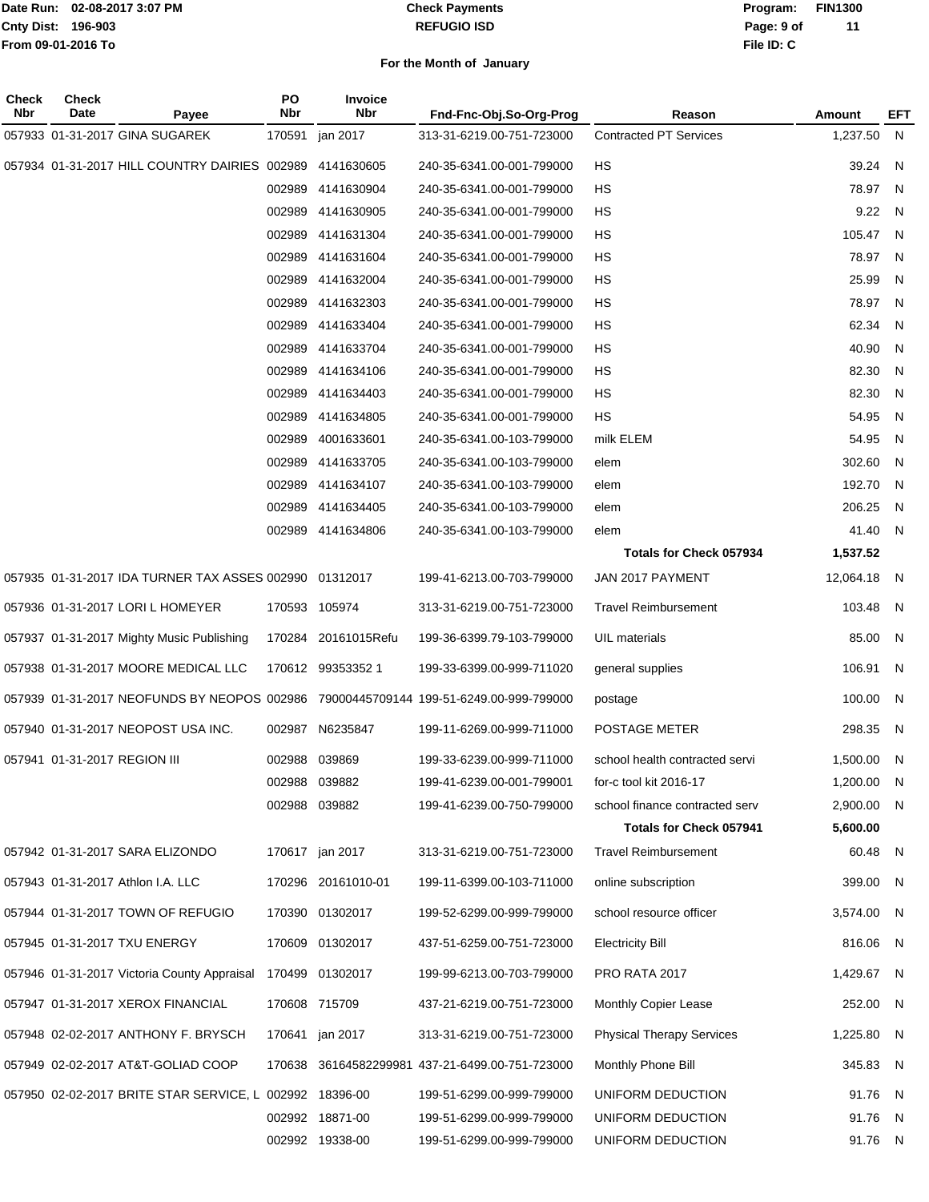Date Run: 02-08-2017 3:07 PM
Cnty Dist: 196-903
From 09-01-2016 To

# Check Payments
## REFUGIO ISD

Program: FIN1300
File ID: C

### For the Month of January

| Check Nbr | Check Date | Payee | PO Nbr | Invoice Nbr | Fnd-Fnc-Obj.So-Org-Prog | Reason | Amount | EFT |
|---|---|---|---|---|---|---|---|---|
| 057933 | 01-31-2017 | GINA SUGAREK | 170591 | jan 2017 | 313-31-6219.00-751-723000 | Contracted PT Services | 1,237.50 | N |
| 057934 | 01-31-2017 | HILL COUNTRY DAIRIES | 002989 | 4141630605 | 240-35-6341.00-001-799000 | HS | 39.24 | N |
| | | | 002989 | 4141630904 | 240-35-6341.00-001-799000 | HS | 78.97 | N |
| | | | 002989 | 4141630905 | 240-35-6341.00-001-799000 | HS | 9.22 | N |
| | | | 002989 | 4141631304 | 240-35-6341.00-001-799000 | HS | 105.47 | N |
| | | | 002989 | 4141631604 | 240-35-6341.00-001-799000 | HS | 78.97 | N |
| | | | 002989 | 4141632004 | 240-35-6341.00-001-799000 | HS | 25.99 | N |
| | | | 002989 | 4141632303 | 240-35-6341.00-001-799000 | HS | 78.97 | N |
| | | | 002989 | 4141633404 | 240-35-6341.00-001-799000 | HS | 62.34 | N |
| | | | 002989 | 4141633704 | 240-35-6341.00-001-799000 | HS | 40.90 | N |
| | | | 002989 | 4141634106 | 240-35-6341.00-001-799000 | HS | 82.30 | N |
| | | | 002989 | 4141634403 | 240-35-6341.00-001-799000 | HS | 82.30 | N |
| | | | 002989 | 4141634805 | 240-35-6341.00-001-799000 | HS | 54.95 | N |
| | | | 002989 | 4001633601 | 240-35-6341.00-103-799000 | milk ELEM | 54.95 | N |
| | | | 002989 | 4141633705 | 240-35-6341.00-103-799000 | elem | 302.60 | N |
| | | | 002989 | 4141634107 | 240-35-6341.00-103-799000 | elem | 192.70 | N |
| | | | 002989 | 4141634405 | 240-35-6341.00-103-799000 | elem | 206.25 | N |
| | | | 002989 | 4141634806 | 240-35-6341.00-103-799000 | elem | 41.40 | N |
| | | | | | | **Totals for Check 057934** | **1,537.52** | |
| 057935 | 01-31-2017 | IDA TURNER TAX ASSES | 002990 | 01312017 | 199-41-6213.00-703-799000 | JAN 2017 PAYMENT | 12,064.18 | N |
| 057936 | 01-31-2017 | LORI L HOMEYER | 170593 | 105974 | 313-31-6219.00-751-723000 | Travel Reimbursement | 103.48 | N |
| 057937 | 01-31-2017 | Mighty Music Publishing | 170284 | 20161015Refu | 199-36-6399.79-103-799000 | UIL materials | 85.00 | N |
| 057938 | 01-31-2017 | MOORE MEDICAL LLC | 170612 | 99353352 1 | 199-33-6399.00-999-711020 | general supplies | 106.91 | N |
| 057939 | 01-31-2017 | NEOFUNDS BY NEOPOS | 002986 | 79000445709144 | 199-51-6249.00-999-799000 | postage | 100.00 | N |
| 057940 | 01-31-2017 | NEOPOST USA INC. | 002987 | N6235847 | 199-11-6269.00-999-711000 | POSTAGE METER | 298.35 | N |
| 057941 | 01-31-2017 | REGION III | 002988 | 039869 | 199-33-6239.00-999-711000 | school health contracted servi | 1,500.00 | N |
| | | | 002988 | 039882 | 199-41-6239.00-001-799001 | for-c tool kit 2016-17 | 1,200.00 | N |
| | | | 002988 | 039882 | 199-41-6239.00-750-799000 | school finance contracted serv | 2,900.00 | N |
| | | | | | | **Totals for Check 057941** | **5,600.00** | |
| 057942 | 01-31-2017 | SARA ELIZONDO | 170617 | jan 2017 | 313-31-6219.00-751-723000 | Travel Reimbursement | 60.48 | N |
| 057943 | 01-31-2017 | Athlon I.A. LLC | 170296 | 20161010-01 | 199-11-6399.00-103-711000 | online subscription | 399.00 | N |
| 057944 | 01-31-2017 | TOWN OF REFUGIO | 170390 | 01302017 | 199-52-6299.00-999-799000 | school resource officer | 3,574.00 | N |
| 057945 | 01-31-2017 | TXU ENERGY | 170609 | 01302017 | 437-51-6259.00-751-723000 | Electricity Bill | 816.06 | N |
| 057946 | 01-31-2017 | Victoria County Appraisal | 170499 | 01302017 | 199-99-6213.00-703-799000 | PRO RATA 2017 | 1,429.67 | N |
| 057947 | 01-31-2017 | XEROX FINANCIAL | 170608 | 715709 | 437-21-6219.00-751-723000 | Monthly Copier Lease | 252.00 | N |
| 057948 | 02-02-2017 | ANTHONY F. BRYSCH | 170641 | jan 2017 | 313-31-6219.00-751-723000 | Physical Therapy Services | 1,225.80 | N |
| 057949 | 02-02-2017 | AT&T-GOLIAD COOP | 170638 | 36164582299981 | 437-21-6499.00-751-723000 | Monthly Phone Bill | 345.83 | N |
| 057950 | 02-02-2017 | BRITE STAR SERVICE, L | 002992 | 18396-00 | 199-51-6299.00-999-799000 | UNIFORM DEDUCTION | 91.76 | N |
| | | | 002992 | 18871-00 | 199-51-6299.00-999-799000 | UNIFORM DEDUCTION | 91.76 | N |
| | | | 002992 | 19338-00 | 199-51-6299.00-999-799000 | UNIFORM DEDUCTION | 91.76 | N |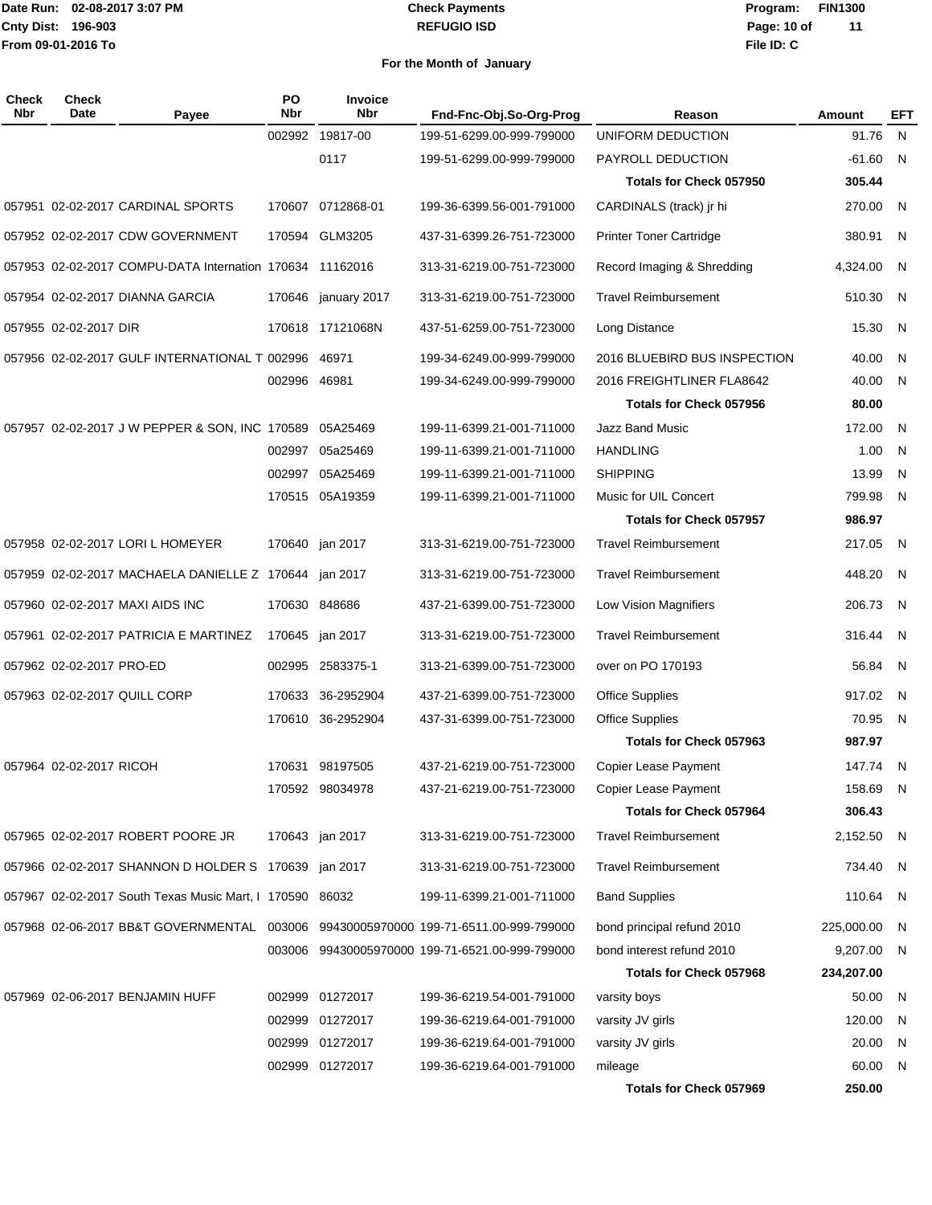Date Run: 02-08-2017 3:07 PM
Cnty Dist: 196-903
From 09-01-2016 To

**Check Payments**
**REFUGIO ISD**

Program: FIN1300
File ID: C

**For the Month of January**

| Check Nbr | Check Date | Payee | PO Nbr | Invoice Nbr | Fnd-Fnc-Obj.So-Org-Prog | Reason | Amount | EFT |
|---|---|---|---|---|---|---|---|---|
| | | | 002992 | 19817-00 | 199-51-6299.00-999-799000 | UNIFORM DEDUCTION | 91.76 | N |
| | | | | 0117 | 199-51-6299.00-999-799000 | PAYROLL DEDUCTION | -61.60 | N |
| | | | | | | **Totals for Check 057950** | **305.44** | |
| 057951 | 02-02-2017 | CARDINAL SPORTS | 170607 | 0712868-01 | 199-36-6399.56-001-791000 | CARDINALS (track) jr hi | 270.00 | N |
| 057952 | 02-02-2017 | CDW GOVERNMENT | 170594 | GLM3205 | 437-31-6399.26-751-723000 | Printer Toner Cartridge | 380.91 | N |
| 057953 | 02-02-2017 | COMPU-DATA Internation | 170634 | 11162016 | 313-31-6219.00-751-723000 | Record Imaging & Shredding | 4,324.00 | N |
| 057954 | 02-02-2017 | DIANNA GARCIA | 170646 | january 2017 | 313-31-6219.00-751-723000 | Travel Reimbursement | 510.30 | N |
| 057955 | 02-02-2017 | DIR | 170618 | 17121068N | 437-51-6259.00-751-723000 | Long Distance | 15.30 | N |
| 057956 | 02-02-2017 | GULF INTERNATIONAL T | 002996 | 46971 | 199-34-6249.00-999-799000 | 2016 BLUEBIRD BUS INSPECTION | 40.00 | N |
| | | | 002996 | 46981 | 199-34-6249.00-999-799000 | 2016 FREIGHTLINER FLA8642 | 40.00 | N |
| | | | | | | **Totals for Check 057956** | **80.00** | |
| 057957 | 02-02-2017 | J W PEPPER & SON, INC | 170589 | 05A25469 | 199-11-6399.21-001-711000 | Jazz Band Music | 172.00 | N |
| | | | 002997 | 05a25469 | 199-11-6399.21-001-711000 | HANDLING | 1.00 | N |
| | | | 002997 | 05A25469 | 199-11-6399.21-001-711000 | SHIPPING | 13.99 | N |
| | | | 170515 | 05A19359 | 199-11-6399.21-001-711000 | Music for UIL Concert | 799.98 | N |
| | | | | | | **Totals for Check 057957** | **986.97** | |
| 057958 | 02-02-2017 | LORI L HOMEYER | 170640 | jan 2017 | 313-31-6219.00-751-723000 | Travel Reimbursement | 217.05 | N |
| 057959 | 02-02-2017 | MACHAELA DANIELLE Z | 170644 | jan 2017 | 313-31-6219.00-751-723000 | Travel Reimbursement | 448.20 | N |
| 057960 | 02-02-2017 | MAXI AIDS INC | 170630 | 848686 | 437-21-6399.00-751-723000 | Low Vision Magnifiers | 206.73 | N |
| 057961 | 02-02-2017 | PATRICIA E MARTINEZ | 170645 | jan 2017 | 313-31-6219.00-751-723000 | Travel Reimbursement | 316.44 | N |
| 057962 | 02-02-2017 | PRO-ED | 002995 | 2583375-1 | 313-21-6399.00-751-723000 | over on PO 170193 | 56.84 | N |
| 057963 | 02-02-2017 | QUILL CORP | 170633 | 36-2952904 | 437-21-6399.00-751-723000 | Office Supplies | 917.02 | N |
| | | | 170610 | 36-2952904 | 437-31-6399.00-751-723000 | Office Supplies | 70.95 | N |
| | | | | | | **Totals for Check 057963** | **987.97** | |
| 057964 | 02-02-2017 | RICOH | 170631 | 98197505 | 437-21-6219.00-751-723000 | Copier Lease Payment | 147.74 | N |
| | | | 170592 | 98034978 | 437-21-6219.00-751-723000 | Copier Lease Payment | 158.69 | N |
| | | | | | | **Totals for Check 057964** | **306.43** | |
| 057965 | 02-02-2017 | ROBERT POORE JR | 170643 | jan 2017 | 313-31-6219.00-751-723000 | Travel Reimbursement | 2,152.50 | N |
| 057966 | 02-02-2017 | SHANNON D HOLDER S | 170639 | jan 2017 | 313-31-6219.00-751-723000 | Travel Reimbursement | 734.40 | N |
| 057967 | 02-02-2017 | South Texas Music Mart, I | 170590 | 86032 | 199-11-6399.21-001-711000 | Band Supplies | 110.64 | N |
| 057968 | 02-06-2017 | BB&T GOVERNMENTAL | 003006 | 99430005970000 | 199-71-6511.00-999-799000 | bond principal refund 2010 | 225,000.00 | N |
| | | | 003006 | 99430005970000 | 199-71-6521.00-999-799000 | bond interest refund 2010 | 9,207.00 | N |
| | | | | | | **Totals for Check 057968** | **234,207.00** | |
| 057969 | 02-06-2017 | BENJAMIN HUFF | 002999 | 01272017 | 199-36-6219.54-001-791000 | varsity boys | 50.00 | N |
| | | | 002999 | 01272017 | 199-36-6219.64-001-791000 | varsity JV girls | 120.00 | N |
| | | | 002999 | 01272017 | 199-36-6219.64-001-791000 | varsity JV girls | 20.00 | N |
| | | | 002999 | 01272017 | 199-36-6219.64-001-791000 | mileage | 60.00 | N |
| | | | | | | **Totals for Check 057969** | **250.00** | |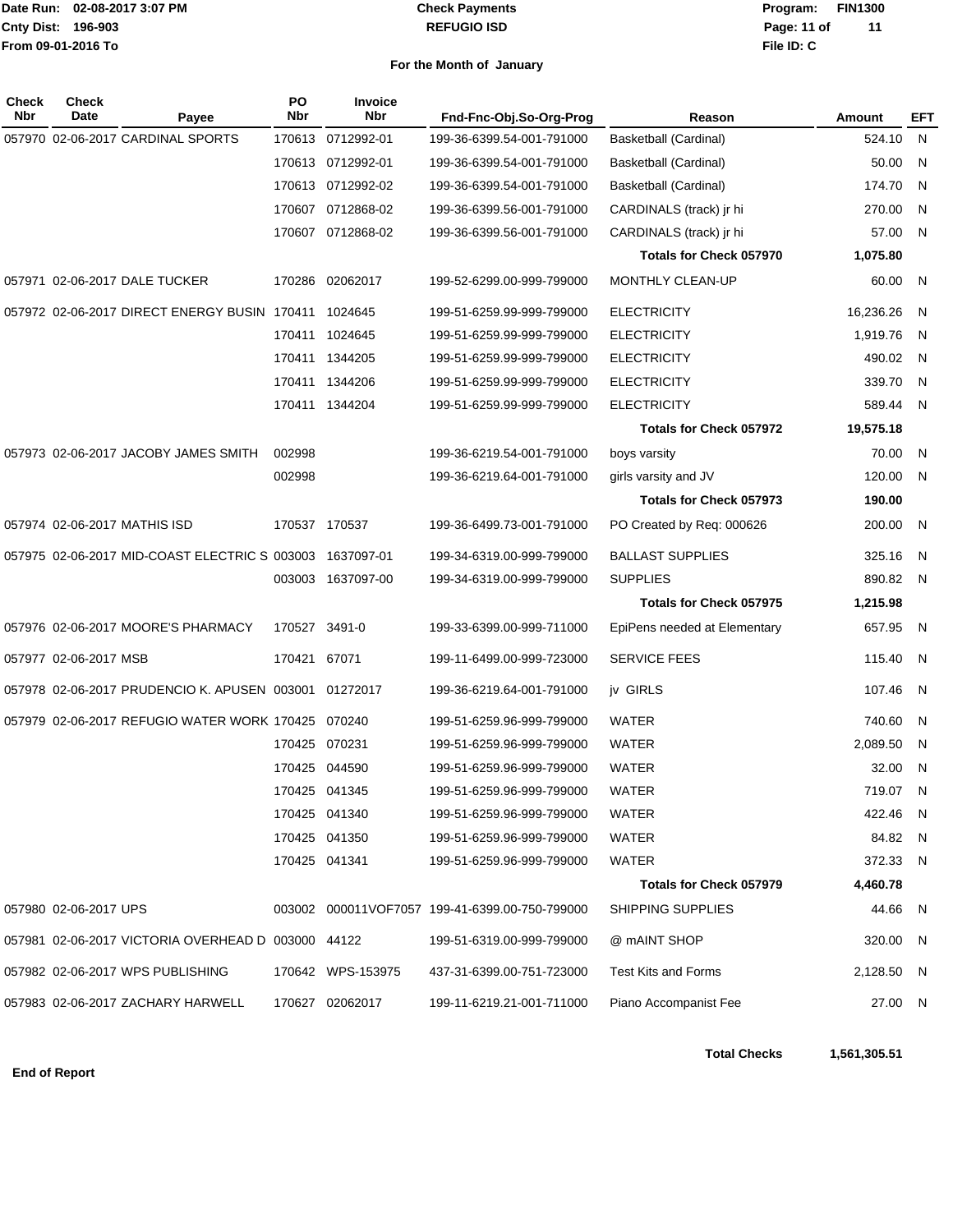Date Run: 02-08-2017 3:07 PM
Cnty Dist: 196-903
From 09-01-2016 To

**Check Payments**
**REFUGIO ISD**

Program: FIN1300
File ID: C

**For the Month of January**

| Check Nbr | Check Date | Payee | PO Nbr | Invoice Nbr | Fnd-Fnc-Obj.So-Org-Prog | Reason | Amount | EFT |
|---|---|---|---|---|---|---|---|---|
| 057970 | 02-06-2017 | CARDINAL SPORTS | 170613 | 0712992-01 | 199-36-6399.54-001-791000 | Basketball (Cardinal) | 524.10 | N |
| | | | 170613 | 0712992-01 | 199-36-6399.54-001-791000 | Basketball (Cardinal) | 50.00 | N |
| | | | 170613 | 0712992-02 | 199-36-6399.54-001-791000 | Basketball (Cardinal) | 174.70 | N |
| | | | 170607 | 0712868-02 | 199-36-6399.56-001-791000 | CARDINALS (track) jr hi | 270.00 | N |
| | | | 170607 | 0712868-02 | 199-36-6399.56-001-791000 | CARDINALS (track) jr hi | 57.00 | N |
| | | | | | | **Totals for Check 057970** | **1,075.80** | |
| 057971 | 02-06-2017 | DALE TUCKER | 170286 | 02062017 | 199-52-6299.00-999-799000 | MONTHLY CLEAN-UP | 60.00 | N |
| 057972 | 02-06-2017 | DIRECT ENERGY BUSIN | 170411 | 1024645 | 199-51-6259.99-999-799000 | ELECTRICITY | 16,236.26 | N |
| | | | 170411 | 1024645 | 199-51-6259.99-999-799000 | ELECTRICITY | 1,919.76 | N |
| | | | 170411 | 1344205 | 199-51-6259.99-999-799000 | ELECTRICITY | 490.02 | N |
| | | | 170411 | 1344206 | 199-51-6259.99-999-799000 | ELECTRICITY | 339.70 | N |
| | | | 170411 | 1344204 | 199-51-6259.99-999-799000 | ELECTRICITY | 589.44 | N |
| | | | | | | **Totals for Check 057972** | **19,575.18** | |
| 057973 | 02-06-2017 | JACOBY JAMES SMITH | 002998 | | 199-36-6219.54-001-791000 | boys varsity | 70.00 | N |
| | | | 002998 | | 199-36-6219.64-001-791000 | girls varsity and JV | 120.00 | N |
| | | | | | | **Totals for Check 057973** | **190.00** | |
| 057974 | 02-06-2017 | MATHIS ISD | 170537 | 170537 | 199-36-6499.73-001-791000 | PO Created by Req: 000626 | 200.00 | N |
| 057975 | 02-06-2017 | MID-COAST ELECTRIC S | 003003 | 1637097-01 | 199-34-6319.00-999-799000 | BALLAST SUPPLIES | 325.16 | N |
| | | | 003003 | 1637097-00 | 199-34-6319.00-999-799000 | SUPPLIES | 890.82 | N |
| | | | | | | **Totals for Check 057975** | **1,215.98** | |
| 057976 | 02-06-2017 | MOORE'S PHARMACY | 170527 | 3491-0 | 199-33-6399.00-999-711000 | EpiPens needed at Elementary | 657.95 | N |
| 057977 | 02-06-2017 | MSB | 170421 | 67071 | 199-11-6499.00-999-723000 | SERVICE FEES | 115.40 | N |
| 057978 | 02-06-2017 | PRUDENCIO K. APUSEN | 003001 | 01272017 | 199-36-6219.64-001-791000 | jv GIRLS | 107.46 | N |
| 057979 | 02-06-2017 | REFUGIO WATER WORK | 170425 | 070240 | 199-51-6259.96-999-799000 | WATER | 740.60 | N |
| | | | 170425 | 070231 | 199-51-6259.96-999-799000 | WATER | 2,089.50 | N |
| | | | 170425 | 044590 | 199-51-6259.96-999-799000 | WATER | 32.00 | N |
| | | | 170425 | 041345 | 199-51-6259.96-999-799000 | WATER | 719.07 | N |
| | | | 170425 | 041340 | 199-51-6259.96-999-799000 | WATER | 422.46 | N |
| | | | 170425 | 041350 | 199-51-6259.96-999-799000 | WATER | 84.82 | N |
| | | | 170425 | 041341 | 199-51-6259.96-999-799000 | WATER | 372.33 | N |
| | | | | | | **Totals for Check 057979** | **4,460.78** | |
| 057980 | 02-06-2017 | UPS | 003002 | 000011VOF7057 | 199-41-6399.00-750-799000 | SHIPPING SUPPLIES | 44.66 | N |
| 057981 | 02-06-2017 | VICTORIA OVERHEAD D | 003000 | 44122 | 199-51-6319.00-999-799000 | @ mAINT SHOP | 320.00 | N |
| 057982 | 02-06-2017 | WPS PUBLISHING | 170642 | WPS-153975 | 437-31-6399.00-751-723000 | Test Kits and Forms | 2,128.50 | N |
| 057983 | 02-06-2017 | ZACHARY HARWELL | 170627 | 02062017 | 199-11-6219.21-001-711000 | Piano Accompanist Fee | 27.00 | N |

**Total Checks** **1,561,305.51**

**End of Report**